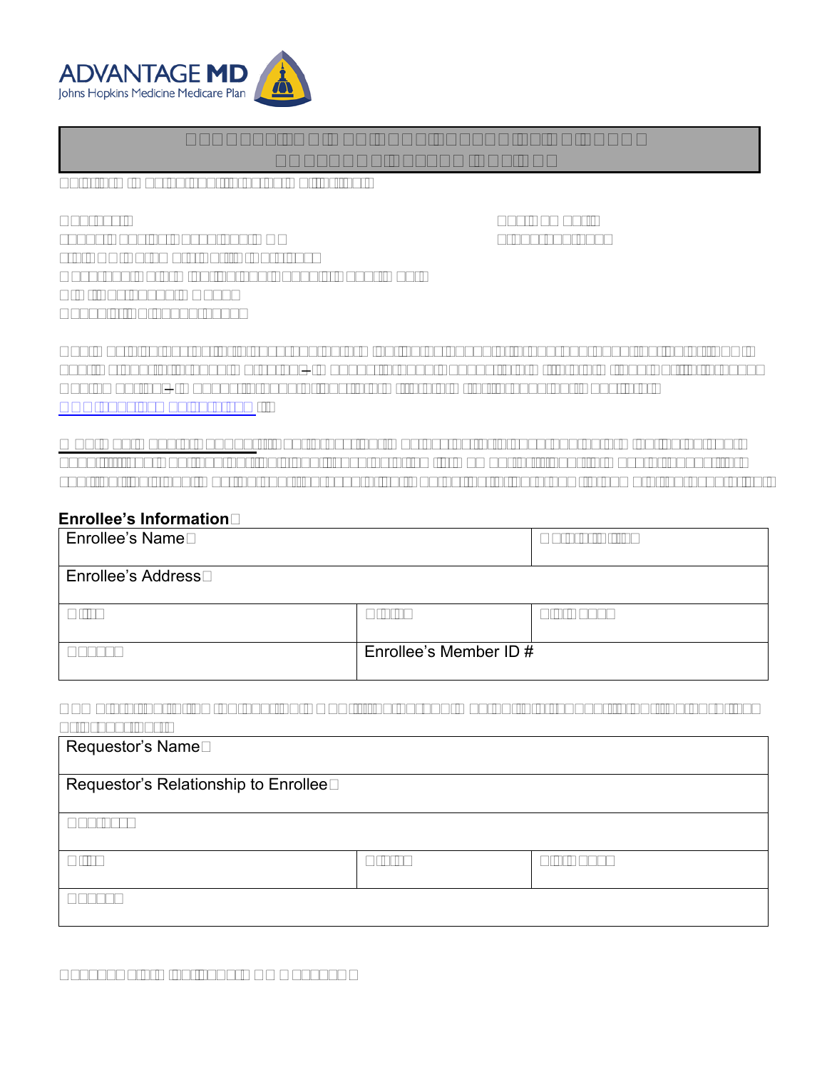ADVANTAGE MD
Johns Hopkins Medicine Medicare Plan

**Enrollee's Information**

| Enrollee's Name | |
|---|---|
| Enrollee's Address | |
| | |
| | Enrollee's Member ID # |

| Requestor's Name |
|---|
| Requestor's Relationship to Enrollee |
| |
| |
| |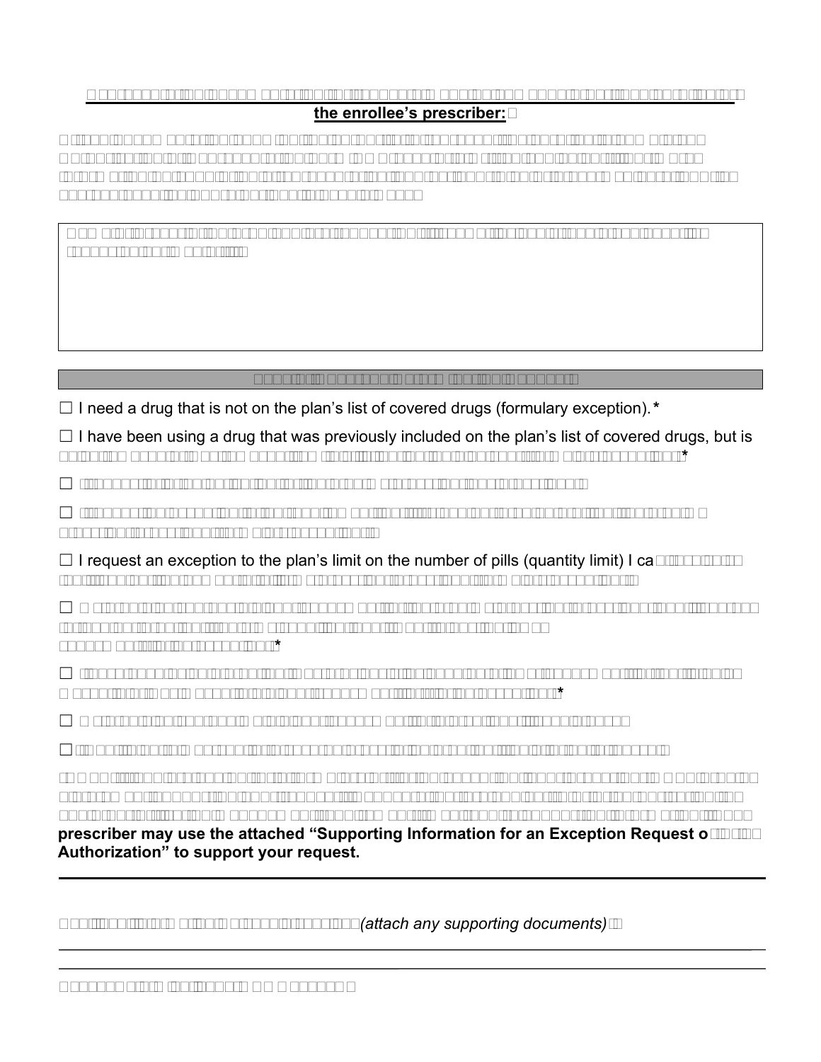**the enrollee's prescriber:**

☐ I need a drug that is not on the plan's list of covered drugs (formulary exception).*

☐ I have been using a drug that was previously included on the plan's list of covered drugs, but is *

☐

☐

☐ I request an exception to the plan's limit on the number of pills (quantity limit) I ca

☐ *

☐ *

☐

☐

**prescriber may use the attached "Supporting Information for an Exception Request o Authorization" to support your request.**

---

*(attach any supporting documents)*

______________________________________________________________________________

______________________________________________________________________________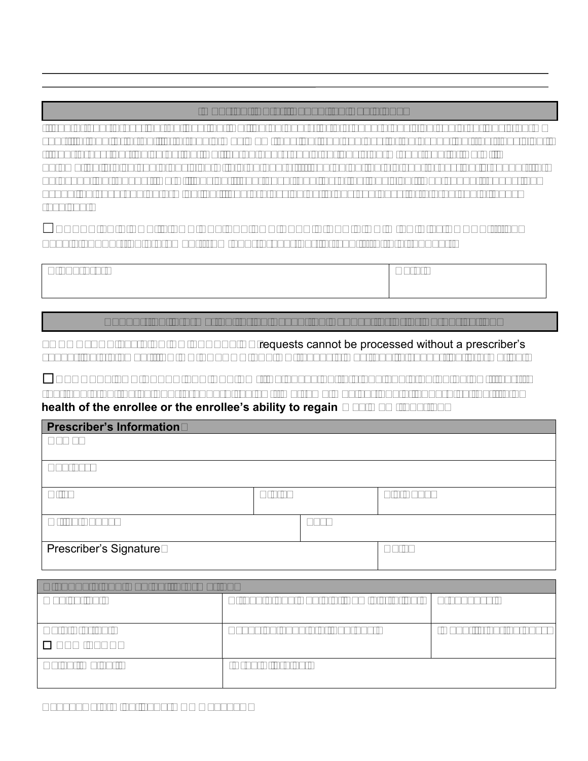requests cannot be processed without a prescriber's

health of the enrollee or the enrollee's ability to regain

| Prescriber's Information | | |
|---|---|---|
| | | |
| | | |
| | | |
| | | |
| Prescriber's Signature | | |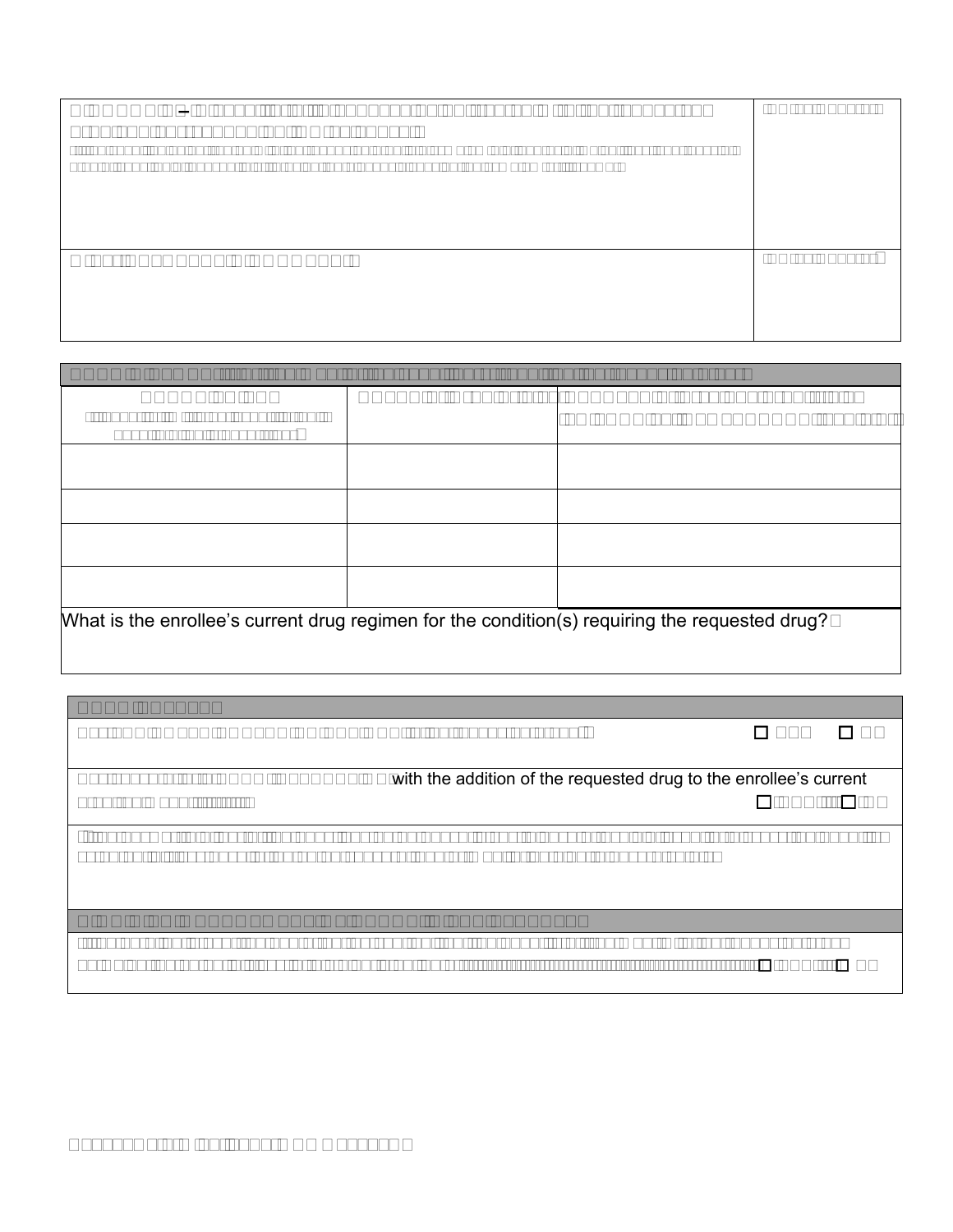What is the enrollee’s current drug regimen for the condition(s) requiring the requested drug?

with the addition of the requested drug to the enrollee’s current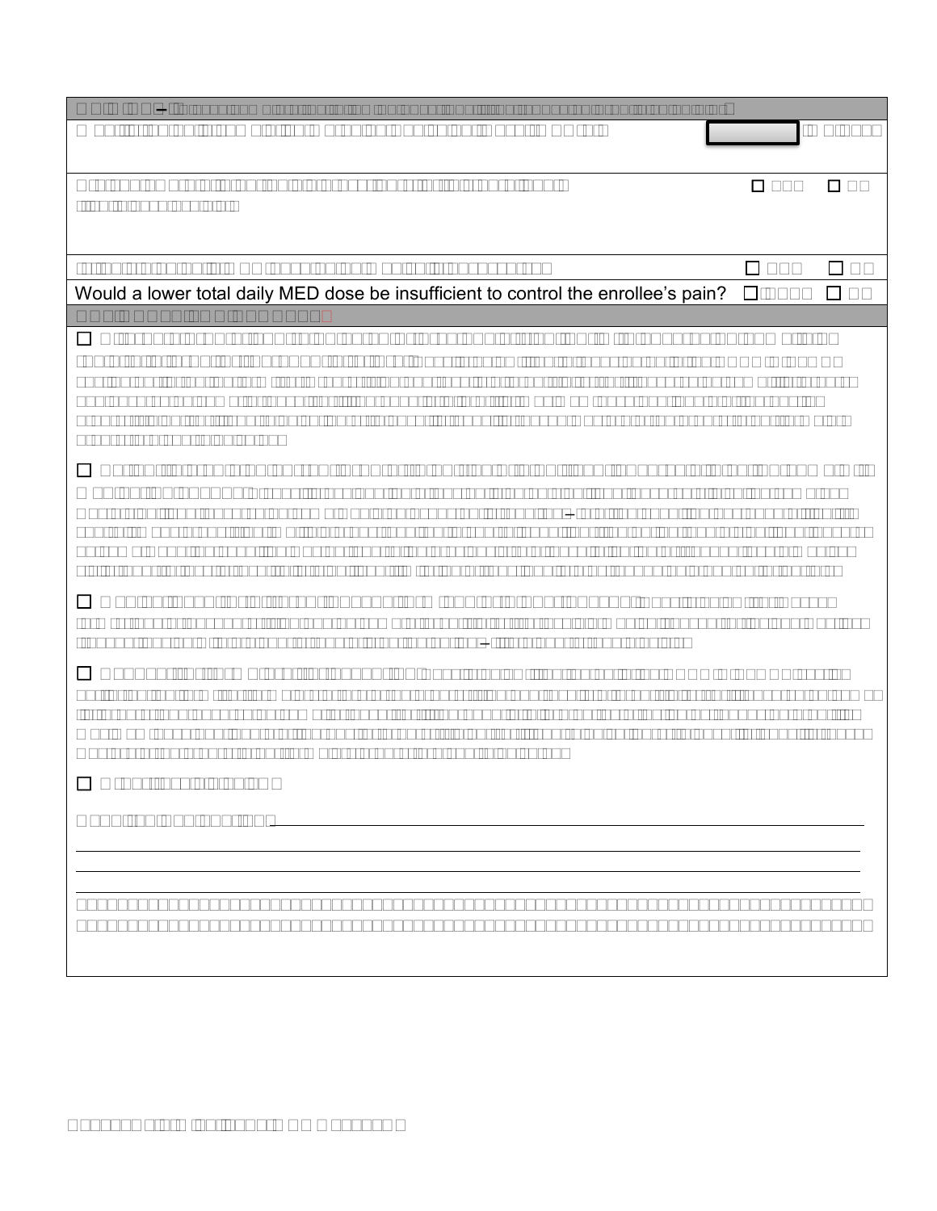Would a lower total daily MED dose be insufficient to control the enrollee's pain?